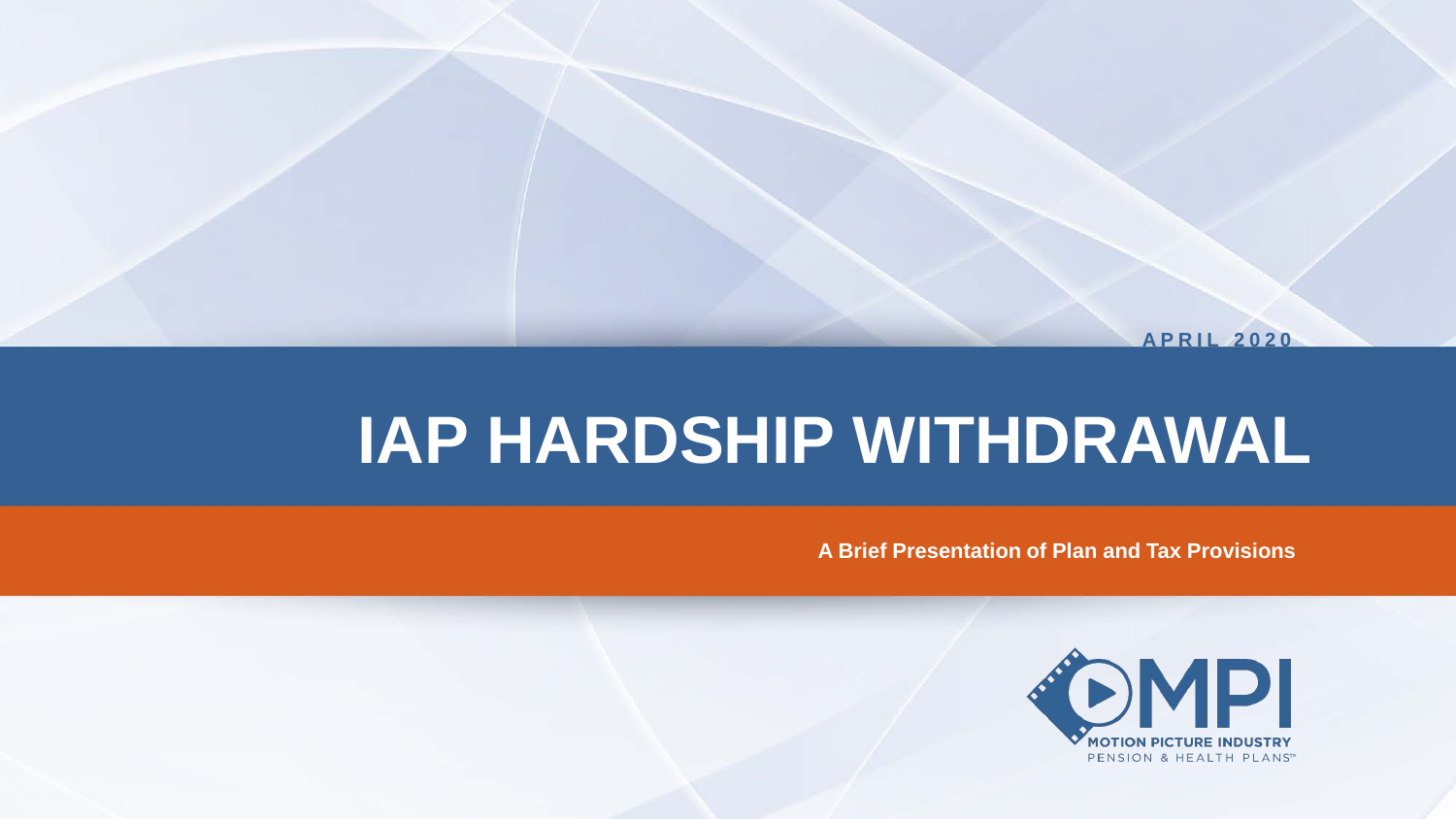APRIL 2020

# IAP HARDSHIP WITHDRAWAL

**A Brief Presentation of Plan and Tax Provisions**

MPI

MOTION PICTURE INDUSTRY

PENSION & HEALTH PLANS™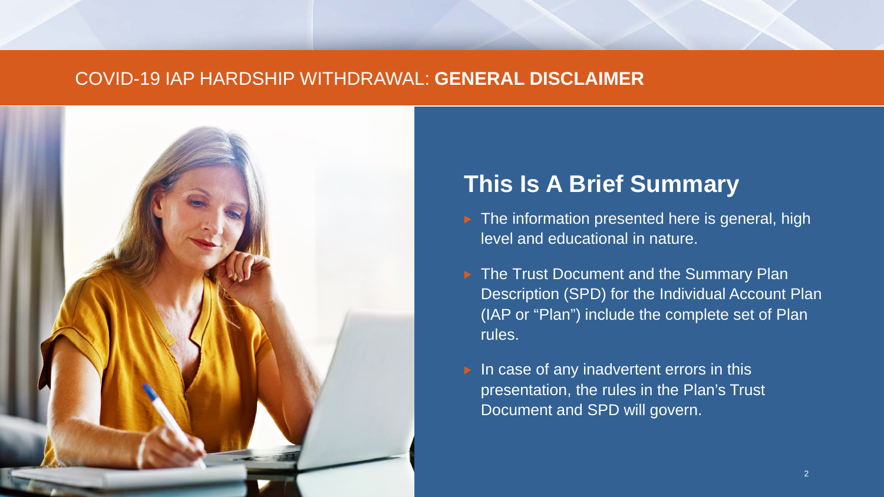COVID-19 IAP HARDSHIP WITHDRAWAL: **GENERAL DISCLAIMER**

## This Is A Brief Summary

- The information presented here is general, high level and educational in nature.
- The Trust Document and the Summary Plan Description (SPD) for the Individual Account Plan (IAP or "Plan") include the complete set of Plan rules.
- In case of any inadvertent errors in this presentation, the rules in the Plan's Trust Document and SPD will govern.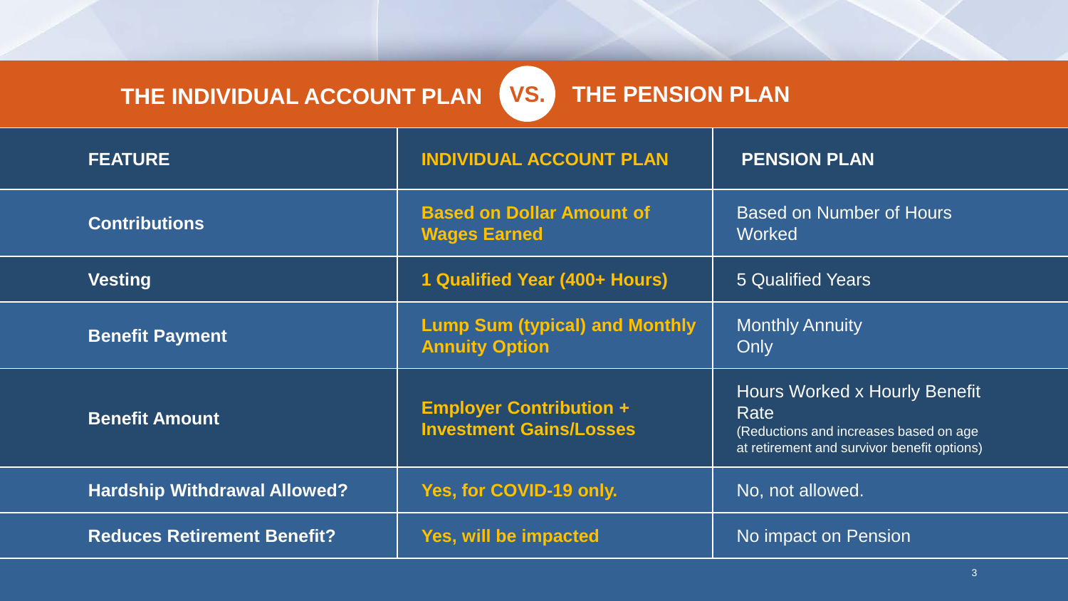# THE INDIVIDUAL ACCOUNT PLAN VS. THE PENSION PLAN

| FEATURE | INDIVIDUAL ACCOUNT PLAN | PENSION PLAN |
| --- | --- | --- |
| **Contributions** | **Based on Dollar Amount of Wages Earned** | Based on Number of Hours Worked |
| **Vesting** | **1 Qualified Year (400+ Hours)** | 5 Qualified Years |
| **Benefit Payment** | **Lump Sum (typical) and Monthly Annuity Option** | Monthly Annuity Only |
| **Benefit Amount** | **Employer Contribution + Investment Gains/Losses** | Hours Worked x Hourly Benefit Rate (Reductions and increases based on age at retirement and survivor benefit options) |
| **Hardship Withdrawal Allowed?** | **Yes, for COVID-19 only.** | No, not allowed. |
| **Reduces Retirement Benefit?** | **Yes, will be impacted** | No impact on Pension |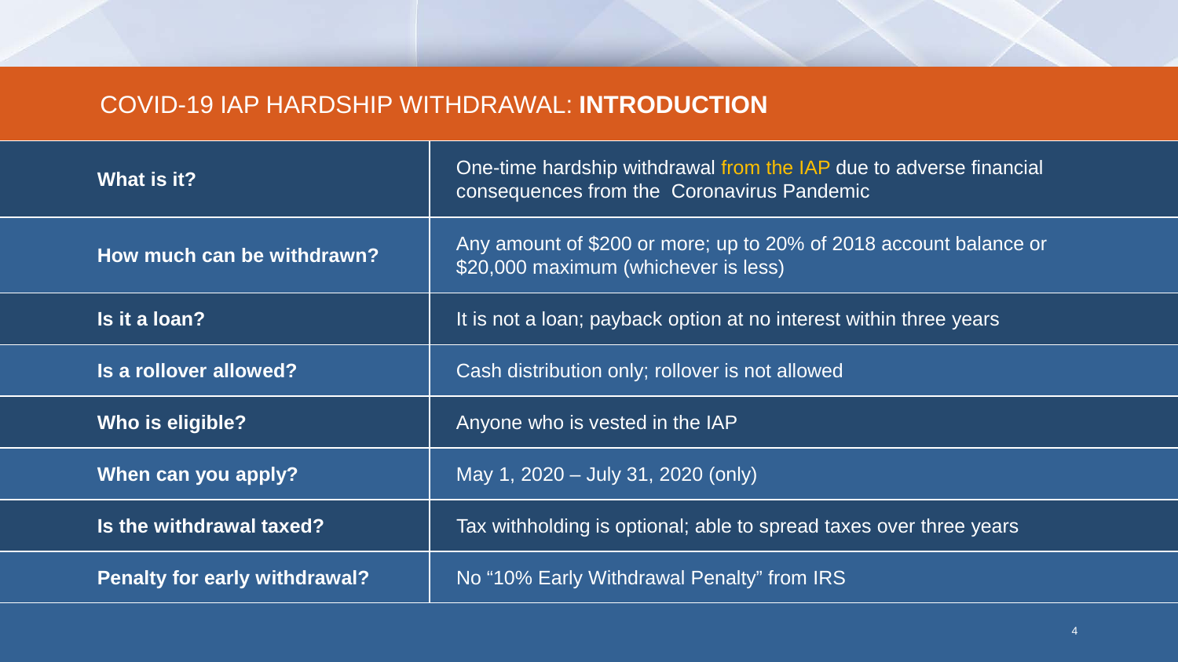## COVID-19 IAP HARDSHIP WITHDRAWAL: **INTRODUCTION**

| | |
|---|---|
| **What is it?** | One-time hardship withdrawal from the IAP due to adverse financial consequences from the Coronavirus Pandemic |
| **How much can be withdrawn?** | Any amount of $200 or more; up to 20% of 2018 account balance or $20,000 maximum (whichever is less) |
| **Is it a loan?** | It is not a loan; payback option at no interest within three years |
| **Is a rollover allowed?** | Cash distribution only; rollover is not allowed |
| **Who is eligible?** | Anyone who is vested in the IAP |
| **When can you apply?** | May 1, 2020 – July 31, 2020 (only) |
| **Is the withdrawal taxed?** | Tax withholding is optional; able to spread taxes over three years |
| **Penalty for early withdrawal?** | No "10% Early Withdrawal Penalty" from IRS |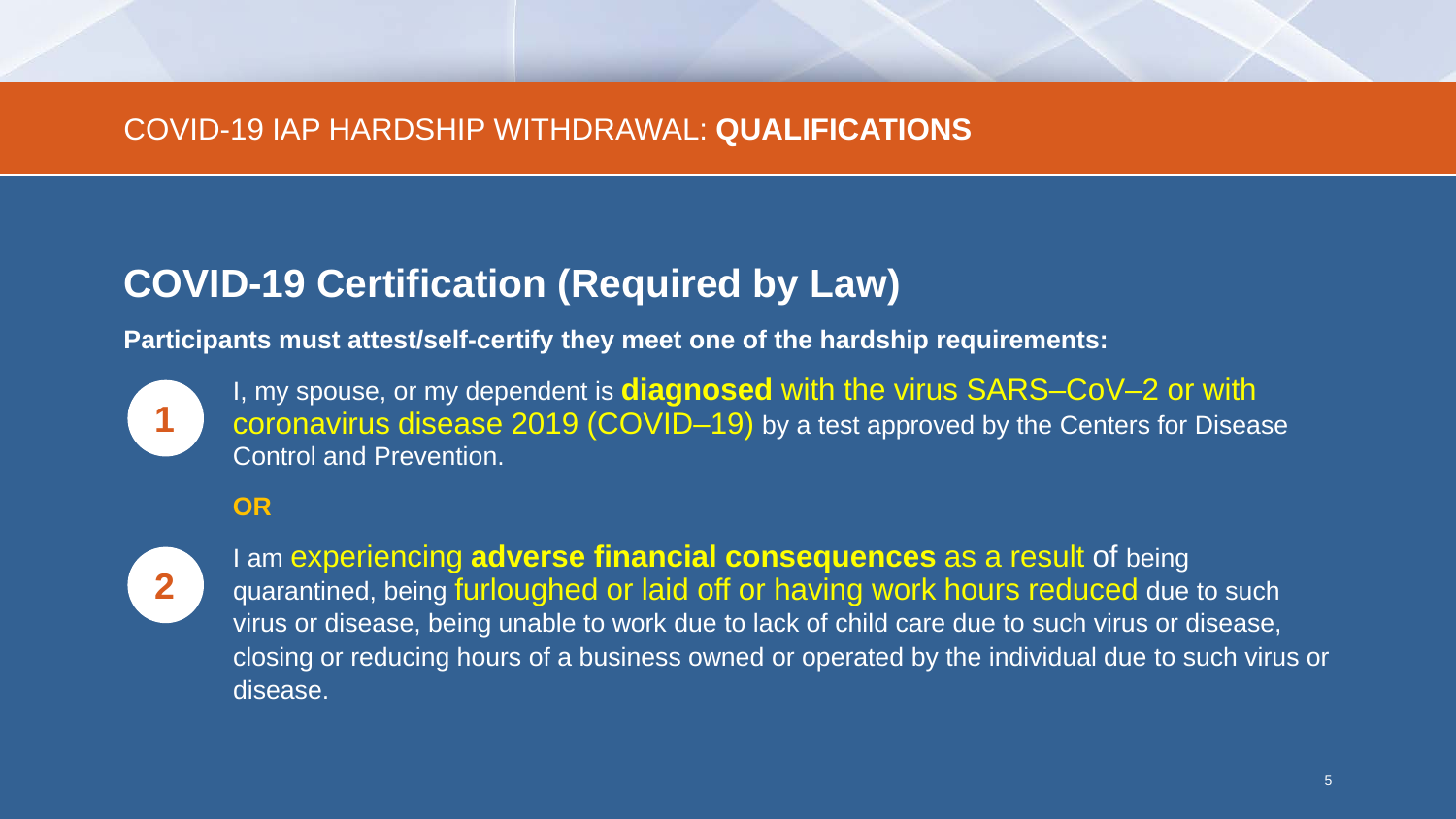COVID-19 IAP HARDSHIP WITHDRAWAL: **QUALIFICATIONS**

## COVID-19 Certification (Required by Law)

**Participants must attest/self-certify they meet one of the hardship requirements:**

1. I, my spouse, or my dependent is **diagnosed** with the virus SARS–CoV–2 or with coronavirus disease 2019 (COVID–19) by a test approved by the Centers for Disease Control and Prevention.

**OR**

2. I am experiencing **adverse financial consequences** as a result of being quarantined, being furloughed or laid off or having work hours reduced due to such virus or disease, being unable to work due to lack of child care due to such virus or disease, closing or reducing hours of a business owned or operated by the individual due to such virus or disease.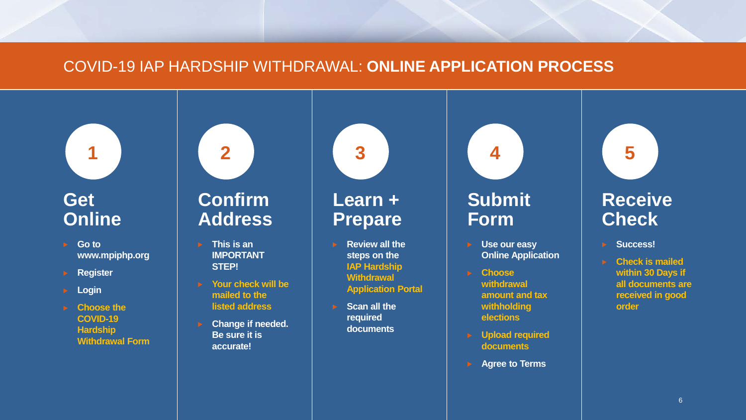# COVID-19 IAP HARDSHIP WITHDRAWAL: **ONLINE APPLICATION PROCESS**

## 1 Get Online

- **Go to www.mpiphp.org**
- **Register!**
- **Login**
- **Choose the COVID-19 Hardship Withdrawal Form**

## 2 Confirm Address

- **This is an IMPORTANT STEP!**
- **Your check will be mailed to the listed address**
- **Change if needed. Be sure it is accurate!**

## 3 Learn + Prepare

- **Review all the steps on the IAP Hardship Withdrawal Application Portal**
- **Scan all the required documents**

## 4 Submit Form

- **Use our easy Online Application**
- **Choose withdrawal amount and tax withholding elections**
- **Upload required documents**
- **Agree to Terms**

## 5 Receive Check

- **Success!**
- **Check is mailed within 30 Days if all documents are received in good order**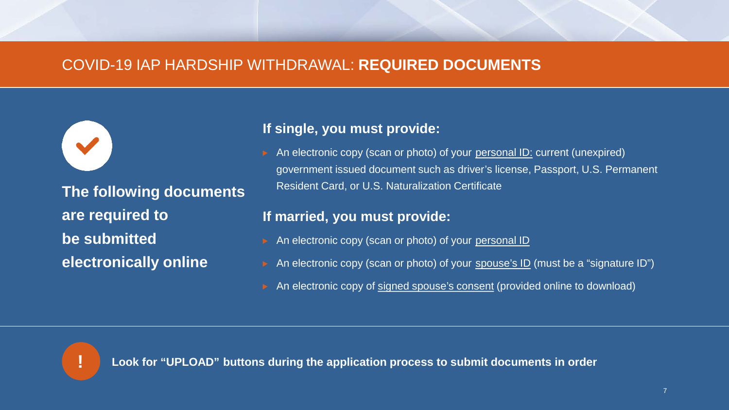# COVID-19 IAP HARDSHIP WITHDRAWAL: **REQUIRED DOCUMENTS**

**The following documents are required to be submitted electronically online**

### If single, you must provide:

- An electronic copy (scan or photo) of your personal ID: current (unexpired) government issued document such as driver's license, Passport, U.S. Permanent Resident Card, or U.S. Naturalization Certificate

### If married, you must provide:

- An electronic copy (scan or photo) of your personal ID
- An electronic copy (scan or photo) of your spouse's ID (must be a "signature ID")
- An electronic copy of signed spouse's consent (provided online to download)

**Look for "UPLOAD" buttons during the application process to submit documents in order**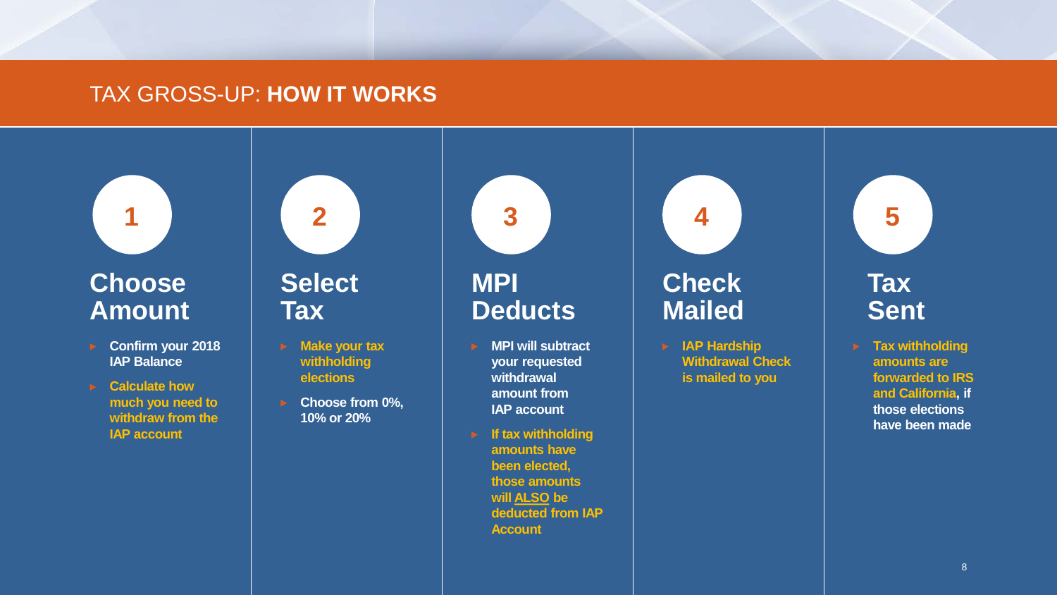# TAX GROSS-UP: **HOW IT WORKS**

## 1 Choose Amount

- **Confirm your 2018 IAP Balance**
- **Calculate how much you need to withdraw from the IAP account**

## 2 Select Tax

- **Make your tax withholding elections**
- **Choose from 0%, 10% or 20%**

## 3 MPI Deducts

- **MPI will subtract your requested withdrawal amount from IAP account**
- **If tax withholding amounts have been elected, those amounts will ALSO be deducted from IAP Account**

## 4 Check Mailed

- **IAP Hardship Withdrawal Check is mailed to you**

## 5 Tax Sent

- **Tax withholding amounts are forwarded to IRS and California, if those elections have been made**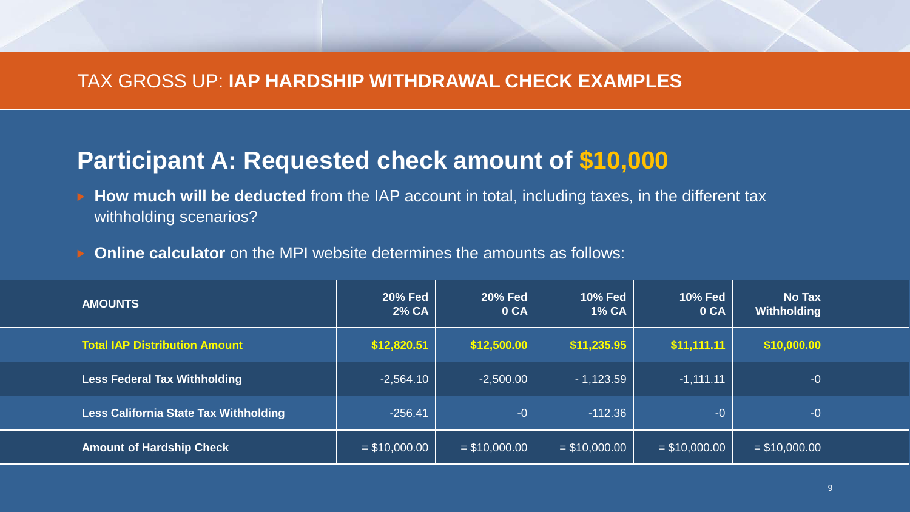# TAX GROSS UP: **IAP HARDSHIP WITHDRAWAL CHECK EXAMPLES**

## Participant A: Requested check amount of $10,000

- **How much will be deducted** from the IAP account in total, including taxes, in the different tax withholding scenarios?
- **Online calculator** on the MPI website determines the amounts as follows:

| AMOUNTS | 20% Fed 2% CA | 20% Fed 0 CA | 10% Fed 1% CA | 10% Fed 0 CA | No Tax Withholding |
|---|---|---|---|---|---|
| **Total IAP Distribution Amount** | **$12,820.51** | **$12,500.00** | **$11,235.95** | **$11,111.11** | **$10,000.00** |
| **Less Federal Tax Withholding** | -2,564.10 | -2,500.00 | - 1,123.59 | -1,111.11 | -0 |
| **Less California State Tax Withholding** | -256.41 | -0 | -112.36 | -0 | -0 |
| **Amount of Hardship Check** | = $10,000.00 | = $10,000.00 | = $10,000.00 | = $10,000.00 | = $10,000.00 |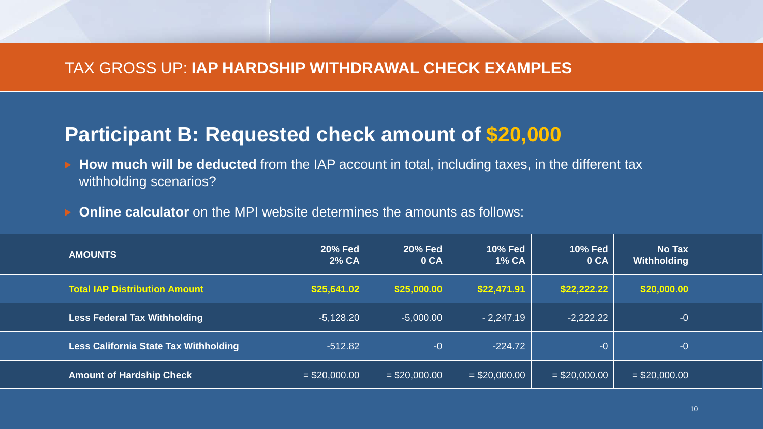# TAX GROSS UP: **IAP HARDSHIP WITHDRAWAL CHECK EXAMPLES**

## Participant B: Requested check amount of $20,000

- **How much will be deducted** from the IAP account in total, including taxes, in the different tax withholding scenarios?
- **Online calculator** on the MPI website determines the amounts as follows:

| AMOUNTS | 20% Fed 2% CA | 20% Fed 0 CA | 10% Fed 1% CA | 10% Fed 0 CA | No Tax Withholding |
|---|---|---|---|---|---|
| **Total IAP Distribution Amount** | **$25,641.02** | **$25,000.00** | **$22,471.91** | **$22,222.22** | **$20,000.00** |
| **Less Federal Tax Withholding** | -5,128.20 | -5,000.00 | - 2,247.19 | -2,222.22 | -0 |
| **Less California State Tax Withholding** | -512.82 | -0 | -224.72 | -0 | -0 |
| **Amount of Hardship Check** | = $20,000.00 | = $20,000.00 | = $20,000.00 | = $20,000.00 | = $20,000.00 |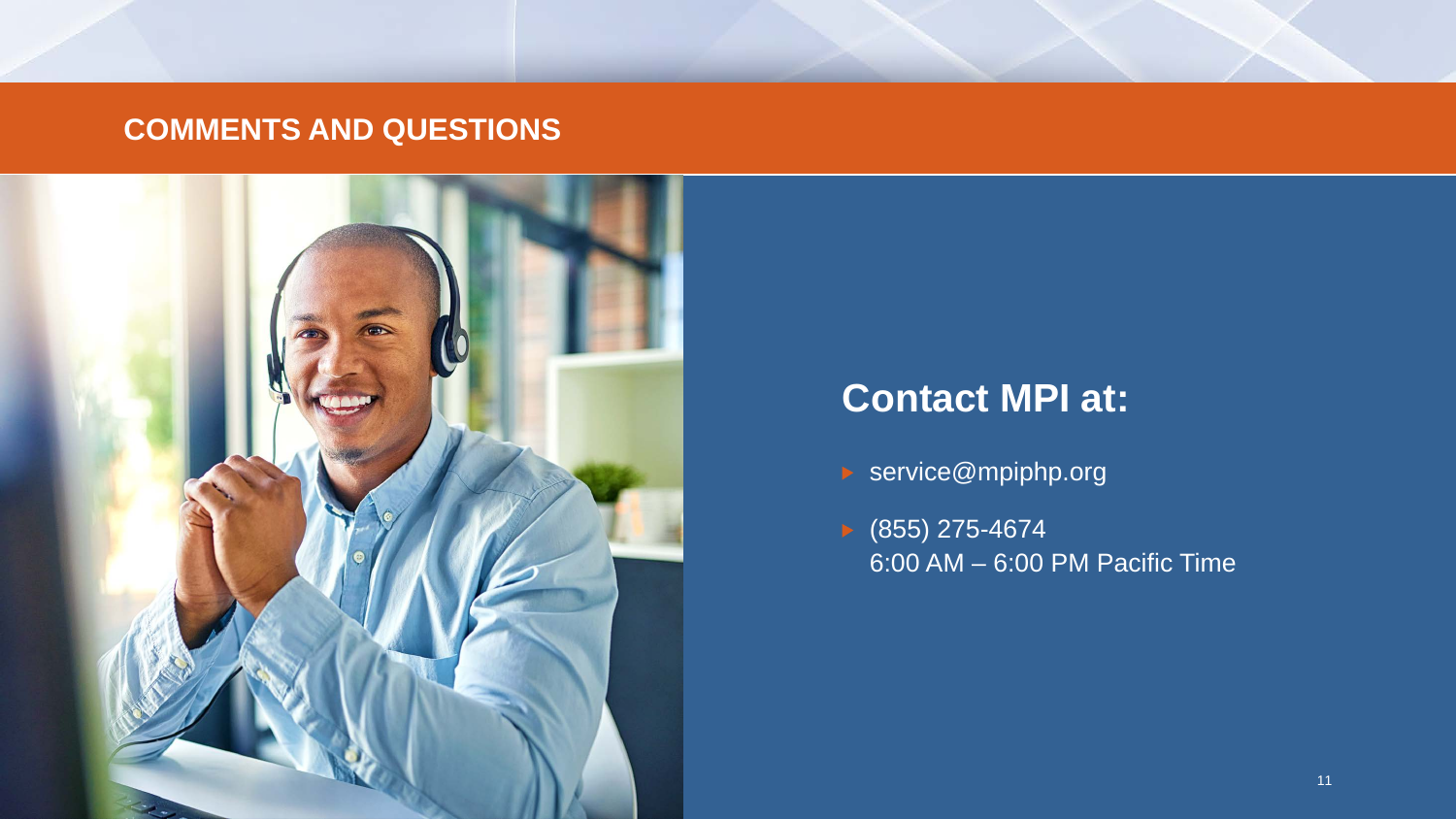## COMMENTS AND QUESTIONS

### Contact MPI at:

- service@mpiphp.org
- (855) 275-4674
  6:00 AM – 6:00 PM Pacific Time